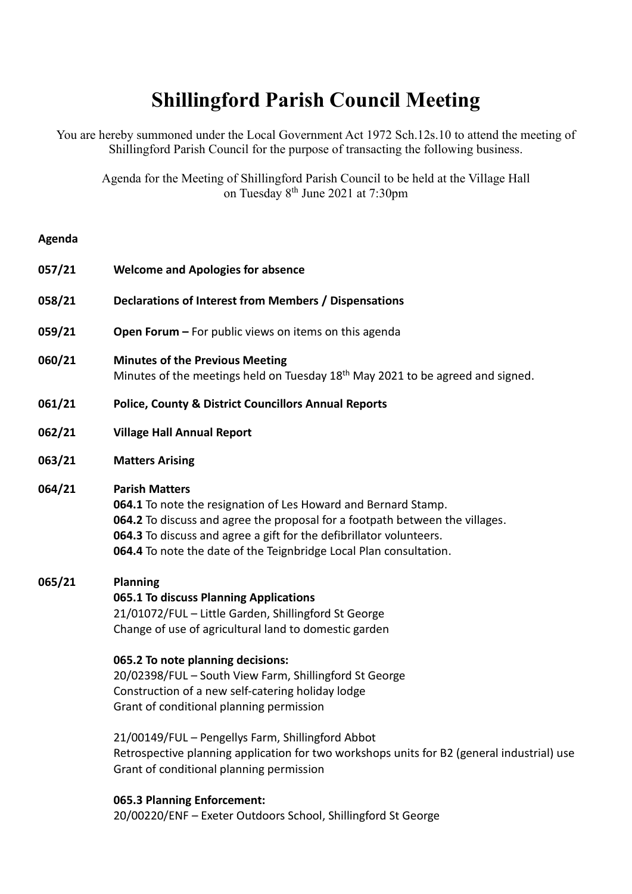# Shillingford Parish Council Meeting

You are hereby summoned under the Local Government Act 1972 Sch.12s.10 to attend the meeting of Shillingford Parish Council for the purpose of transacting the following business.

Agenda for the Meeting of Shillingford Parish Council to be held at the Village Hall on Tuesday 8th June 2021 at 7:30pm

**Agenda**

**057/21** **Welcome and Apologies for absence**

**058/21** **Declarations of Interest from Members / Dispensations**

**059/21** **Open Forum –** For public views on items on this agenda

**060/21** **Minutes of the Previous Meeting**
Minutes of the meetings held on Tuesday 18th May 2021 to be agreed and signed.

**061/21** **Police, County & District Councillors Annual Reports**

**062/21** **Village Hall Annual Report**

**063/21** **Matters Arising**

**064/21** **Parish Matters**

**064.1** To note the resignation of Les Howard and Bernard Stamp.
**064.2** To discuss and agree the proposal for a footpath between the villages.
**064.3** To discuss and agree a gift for the defibrillator volunteers.
**064.4** To note the date of the Teignbridge Local Plan consultation.

**065/21** **Planning**

**065.1 To discuss Planning Applications**
21/01072/FUL – Little Garden, Shillingford St George
Change of use of agricultural land to domestic garden

**065.2 To note planning decisions:**
20/02398/FUL – South View Farm, Shillingford St George
Construction of a new self-catering holiday lodge
Grant of conditional planning permission

21/00149/FUL – Pengellys Farm, Shillingford Abbot
Retrospective planning application for two workshops units for B2 (general industrial) use
Grant of conditional planning permission

**065.3 Planning Enforcement:**
20/00220/ENF – Exeter Outdoors School, Shillingford St George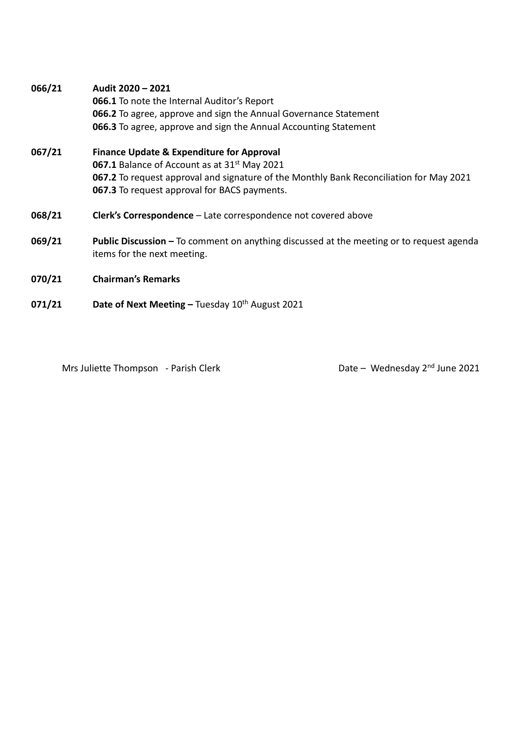**066/21** **Audit 2020 – 2021**

**066.1** To note the Internal Auditor's Report
**066.2** To agree, approve and sign the Annual Governance Statement
**066.3** To agree, approve and sign the Annual Accounting Statement

**067/21** **Finance Update & Expenditure for Approval**

**067.1** Balance of Account as at 31st May 2021
**067.2** To request approval and signature of the Monthly Bank Reconciliation for May 2021
**067.3** To request approval for BACS payments.

**068/21** **Clerk's Correspondence** – Late correspondence not covered above

**069/21** **Public Discussion –** To comment on anything discussed at the meeting or to request agenda items for the next meeting.

**070/21** **Chairman's Remarks**

**071/21** **Date of Next Meeting –** Tuesday 10th August 2021

Mrs Juliette Thompson - Parish Clerk

Date – Wednesday 2nd June 2021